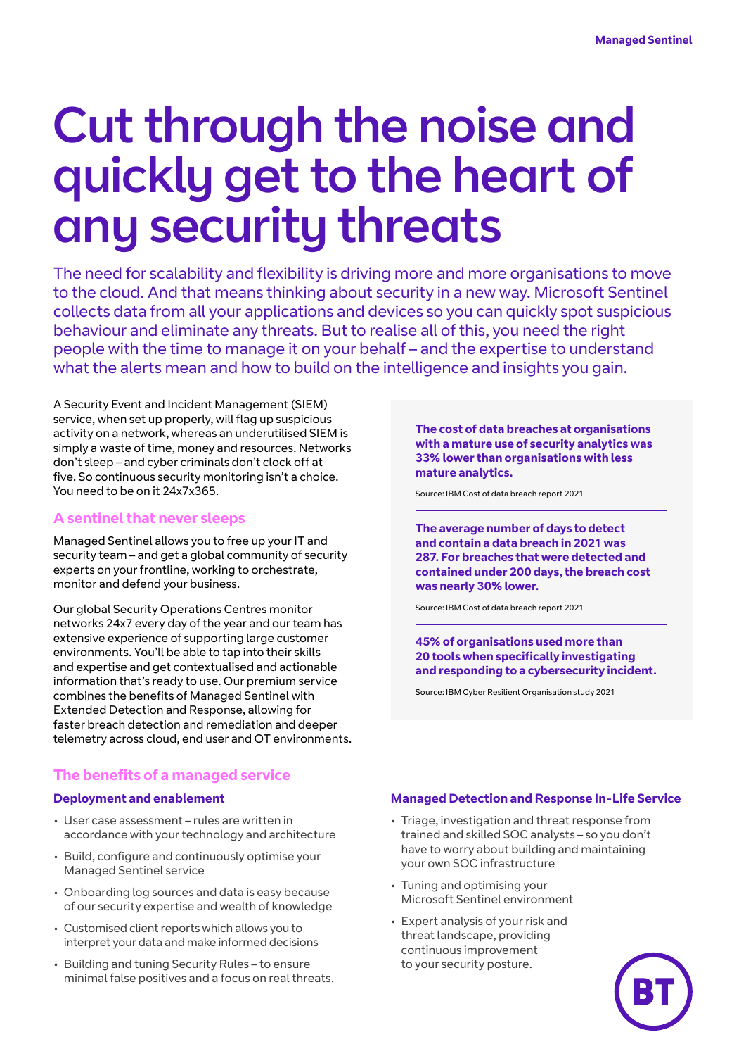# Cut through the noise and quickly get to the heart of any security threats

The need for scalability and flexibility is driving more and more organisations to move to the cloud. And that means thinking about security in a new way. Microsoft Sentinel collects data from all your applications and devices so you can quickly spot suspicious behaviour and eliminate any threats. But to realise all of this, you need the right people with the time to manage it on your behalf – and the expertise to understand what the alerts mean and how to build on the intelligence and insights you gain.

A Security Event and Incident Management (SIEM) service, when set up properly, will flag up suspicious activity on a network, whereas an underutilised SIEM is simply a waste of time, money and resources. Networks don't sleep – and cyber criminals don't clock off at five. So continuous security monitoring isn't a choice. You need to be on it 24x7x365.

## A sentinel that never sleeps

Managed Sentinel allows you to free up your IT and security team – and get a global community of security experts on your frontline, working to orchestrate, monitor and defend your business.

Our global Security Operations Centres monitor networks 24x7 every day of the year and our team has extensive experience of supporting large customer environments. You'll be able to tap into their skills and expertise and get contextualised and actionable information that's ready to use. Our premium service combines the benefits of Managed Sentinel with Extended Detection and Response, allowing for faster breach detection and remediation and deeper telemetry across cloud, end user and OT environments.

**The cost of data breaches at organisations with a mature use of security analytics was 33% lower than organisations with less mature analytics.**

Source: IBM Cost of data breach report 2021

**The average number of days to detect and contain a data breach in 2021 was 287. For breaches that were detected and contained under 200 days, the breach cost was nearly 30% lower.**

Source: IBM Cost of data breach report 2021

**45% of organisations used more than 20 tools when specifically investigating and responding to a cybersecurity incident.**

Source: IBM Cyber Resilient Organisation study 2021

## The benefits of a managed service

### Deployment and enablement

- User case assessment – rules are written in accordance with your technology and architecture
- Build, configure and continuously optimise your Managed Sentinel service
- Onboarding log sources and data is easy because of our security expertise and wealth of knowledge
- Customised client reports which allows you to interpret your data and make informed decisions
- Building and tuning Security Rules – to ensure minimal false positives and a focus on real threats.

### Managed Detection and Response In-Life Service

- Triage, investigation and threat response from trained and skilled SOC analysts – so you don't have to worry about building and maintaining your own SOC infrastructure
- Tuning and optimising your Microsoft Sentinel environment
- Expert analysis of your risk and threat landscape, providing continuous improvement to your security posture.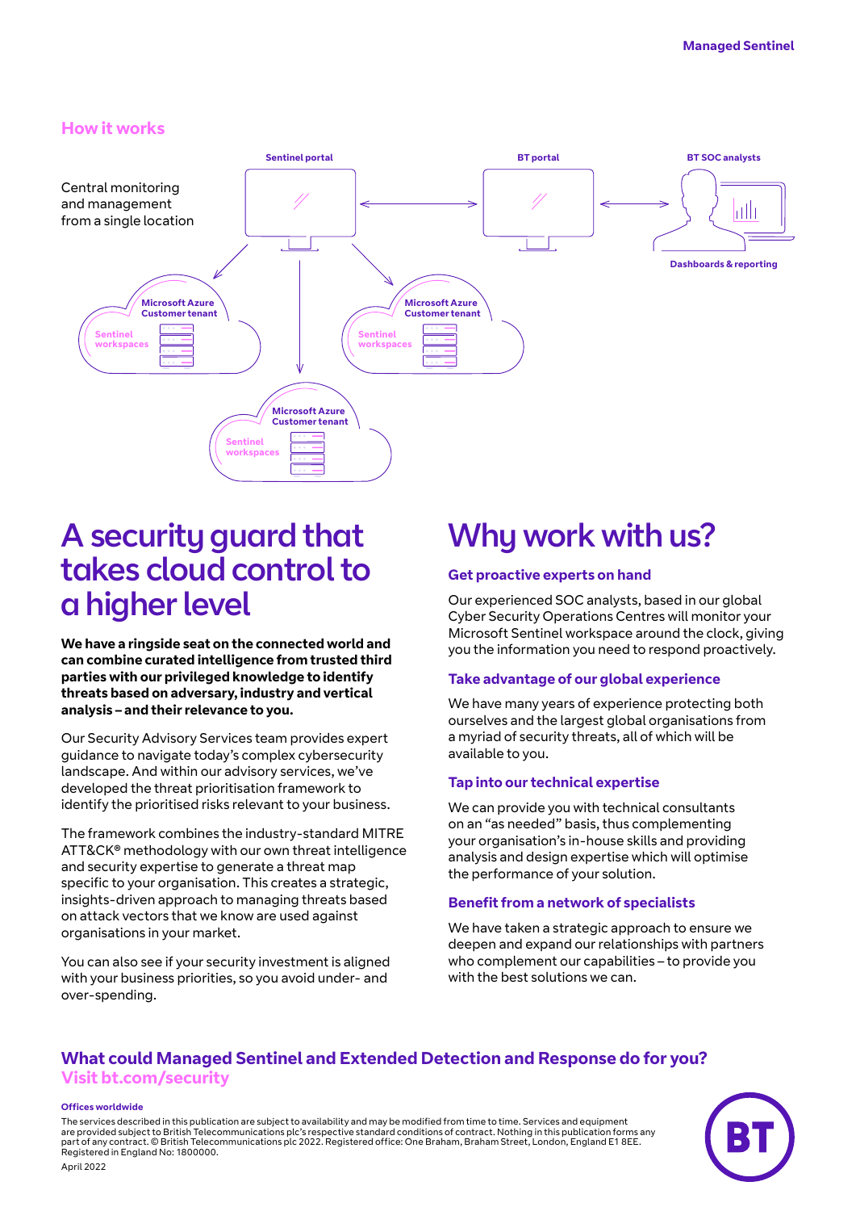## How it works

Central monitoring and management from a single location

Sentinel portal

BT portal

BT SOC analysts

Dashboards & reporting

Microsoft Azure Customer tenant

Sentinel workspaces

Microsoft Azure Customer tenant

Sentinel workspaces

Microsoft Azure Customer tenant

Sentinel workspaces

# A security guard that takes cloud control to a higher level

**We have a ringside seat on the connected world and can combine curated intelligence from trusted third parties with our privileged knowledge to identify threats based on adversary, industry and vertical analysis – and their relevance to you.**

Our Security Advisory Services team provides expert guidance to navigate today's complex cybersecurity landscape. And within our advisory services, we've developed the threat prioritisation framework to identify the prioritised risks relevant to your business.

The framework combines the industry-standard MITRE ATT&CK® methodology with our own threat intelligence and security expertise to generate a threat map specific to your organisation. This creates a strategic, insights-driven approach to managing threats based on attack vectors that we know are used against organisations in your market.

You can also see if your security investment is aligned with your business priorities, so you avoid under- and over-spending.

# Why work with us?

### Get proactive experts on hand

Our experienced SOC analysts, based in our global Cyber Security Operations Centres will monitor your Microsoft Sentinel workspace around the clock, giving you the information you need to respond proactively.

### Take advantage of our global experience

We have many years of experience protecting both ourselves and the largest global organisations from a myriad of security threats, all of which will be available to you.

### Tap into our technical expertise

We can provide you with technical consultants on an "as needed" basis, thus complementing your organisation's in-house skills and providing analysis and design expertise which will optimise the performance of your solution.

### Benefit from a network of specialists

We have taken a strategic approach to ensure we deepen and expand our relationships with partners who complement our capabilities – to provide you with the best solutions we can.

## What could Managed Sentinel and Extended Detection and Response do for you?
## Visit bt.com/security

**Offices worldwide**

The services described in this publication are subject to availability and may be modified from time to time. Services and equipment are provided subject to British Telecommunications plc's respective standard conditions of contract. Nothing in this publication forms any part of any contract. © British Telecommunications plc 2022. Registered office: One Braham, Braham Street, London, England E1 8EE. Registered in England No: 1800000.

April 2022